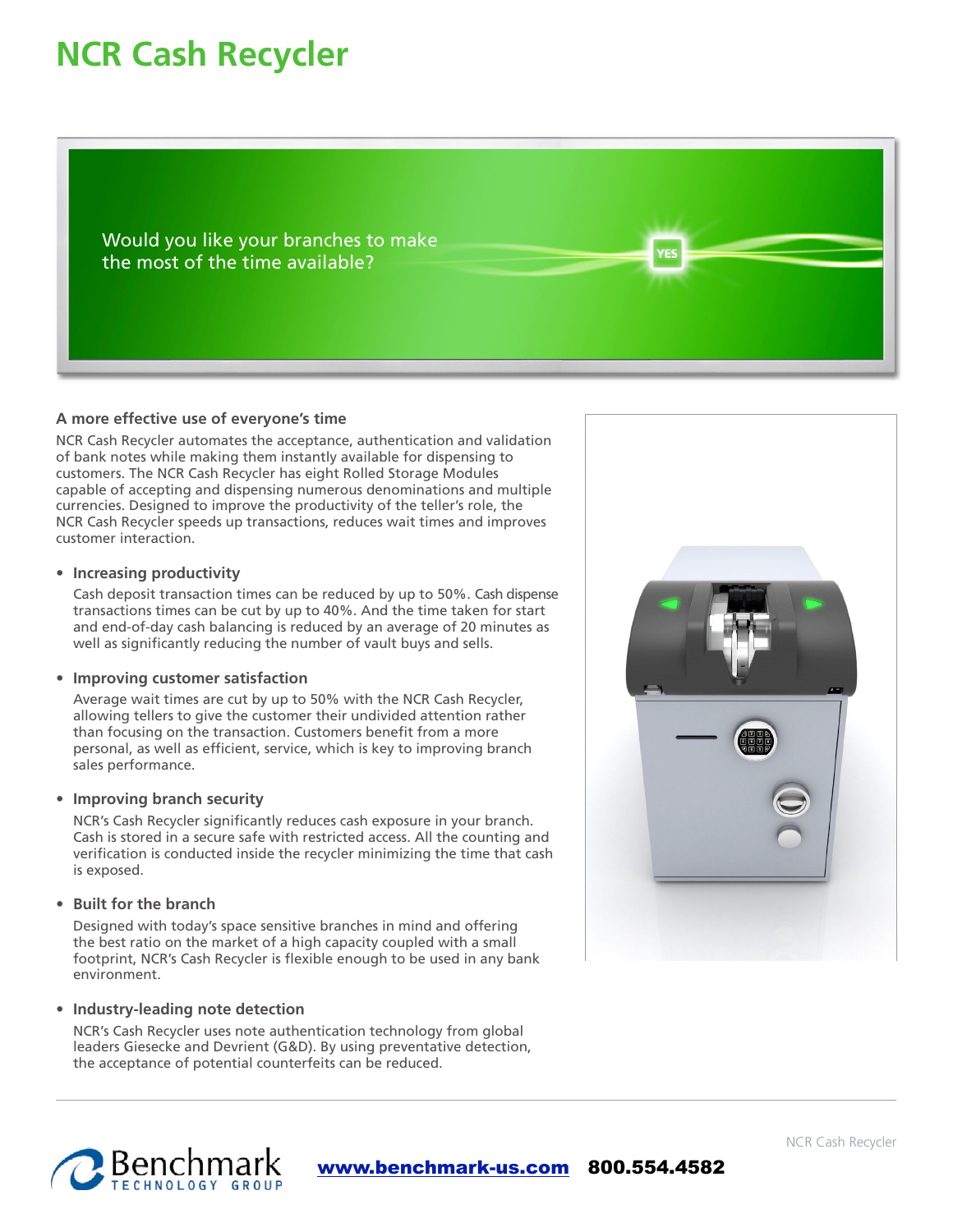# NCR Cash Recycler

Would you like your branches to make the most of the time available?

YES

## A more effective use of everyone's time

NCR Cash Recycler automates the acceptance, authentication and validation of bank notes while making them instantly available for dispensing to customers. The NCR Cash Recycler has eight Rolled Storage Modules capable of accepting and dispensing numerous denominations and multiple currencies. Designed to improve the productivity of the teller's role, the NCR Cash Recycler speeds up transactions, reduces wait times and improves customer interaction.

- **Increasing productivity**

  Cash deposit transaction times can be reduced by up to 50%. Cash dispense transactions times can be cut by up to 40%. And the time taken for start and end-of-day cash balancing is reduced by an average of 20 minutes as well as significantly reducing the number of vault buys and sells.

- **Improving customer satisfaction**

  Average wait times are cut by up to 50% with the NCR Cash Recycler, allowing tellers to give the customer their undivided attention rather than focusing on the transaction. Customers benefit from a more personal, as well as efficient, service, which is key to improving branch sales performance.

- **Improving branch security**

  NCR's Cash Recycler significantly reduces cash exposure in your branch. Cash is stored in a secure safe with restricted access. All the counting and verification is conducted inside the recycler minimizing the time that cash is exposed.

- **Built for the branch**

  Designed with today's space sensitive branches in mind and offering the best ratio on the market of a high capacity coupled with a small footprint, NCR's Cash Recycler is flexible enough to be used in any bank environment.

- **Industry-leading note detection**

  NCR's Cash Recycler uses note authentication technology from global leaders Giesecke and Devrient (G&D). By using preventative detection, the acceptance of potential counterfeits can be reduced.

Benchmark TECHNOLOGY GROUP

www.benchmark-us.com 800.554.4582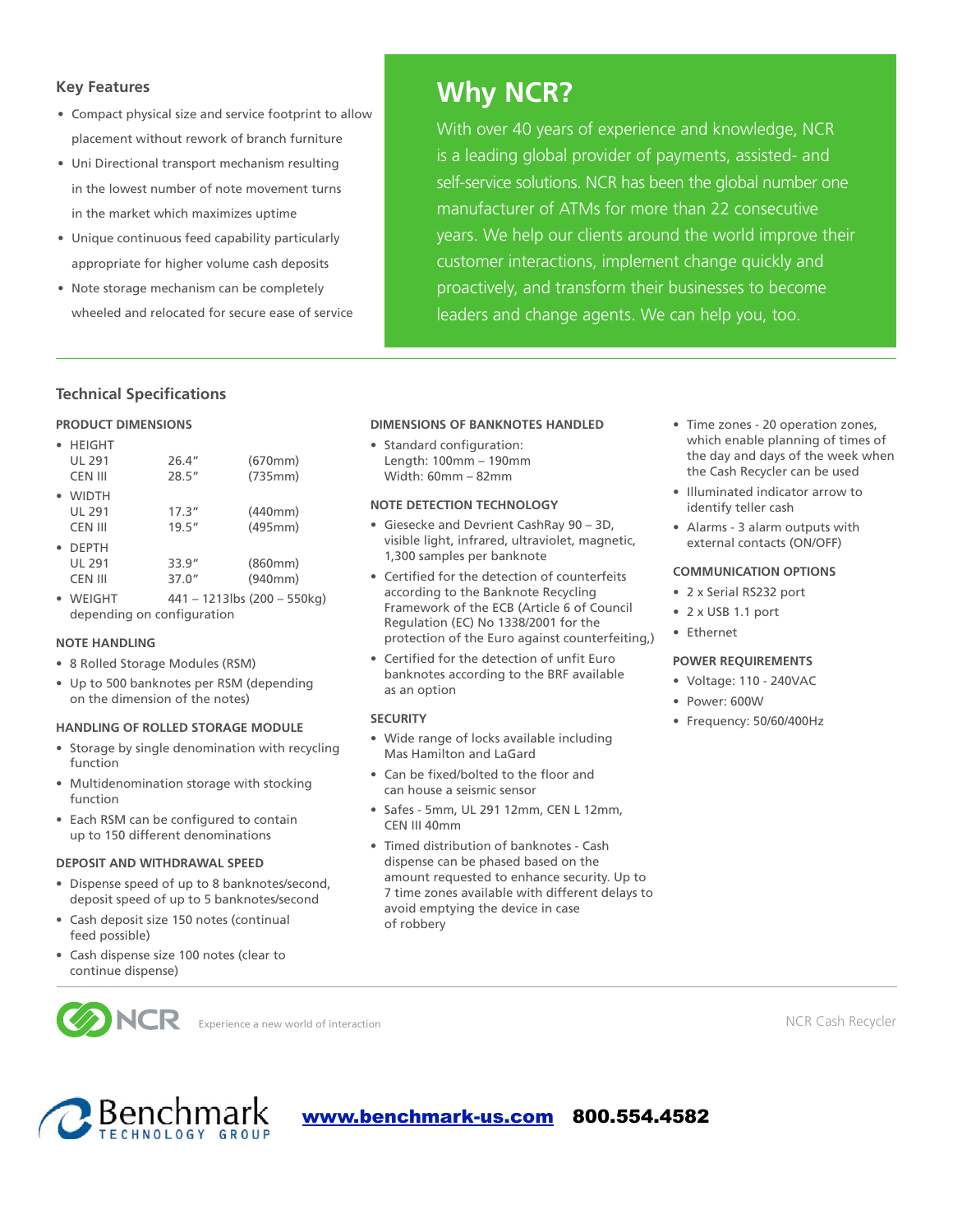## Key Features

- Compact physical size and service footprint to allow placement without rework of branch furniture
- Uni Directional transport mechanism resulting in the lowest number of note movement turns in the market which maximizes uptime
- Unique continuous feed capability particularly appropriate for higher volume cash deposits
- Note storage mechanism can be completely wheeled and relocated for secure ease of service

## Why NCR?

With over 40 years of experience and knowledge, NCR is a leading global provider of payments, assisted- and self-service solutions. NCR has been the global number one manufacturer of ATMs for more than 22 consecutive years. We help our clients around the world improve their customer interactions, implement change quickly and proactively, and transform their businesses to become leaders and change agents. We can help you, too.

## Technical Specifications

### PRODUCT DIMENSIONS

- HEIGHT

| | | |
|---|---|---|
| UL 291 | 26.4″ | (670mm) |
| CEN III | 28.5″ | (735mm) |

- WIDTH

| | | |
|---|---|---|
| UL 291 | 17.3″ | (440mm) |
| CEN III | 19.5″ | (495mm) |

- DEPTH

| | | |
|---|---|---|
| UL 291 | 33.9″ | (860mm) |
| CEN III | 37.0″ | (940mm) |

- WEIGHT 441 – 1213lbs (200 – 550kg) depending on configuration

### NOTE HANDLING

- 8 Rolled Storage Modules (RSM)
- Up to 500 banknotes per RSM (depending on the dimension of the notes)

### HANDLING OF ROLLED STORAGE MODULE

- Storage by single denomination with recycling function
- Multidenomination storage with stocking function
- Each RSM can be configured to contain up to 150 different denominations

### DEPOSIT AND WITHDRAWAL SPEED

- Dispense speed of up to 8 banknotes/second, deposit speed of up to 5 banknotes/second
- Cash deposit size 150 notes (continual feed possible)
- Cash dispense size 100 notes (clear to continue dispense)

### DIMENSIONS OF BANKNOTES HANDLED

- Standard configuration:
  Length: 100mm – 190mm
  Width: 60mm – 82mm

### NOTE DETECTION TECHNOLOGY

- Giesecke and Devrient CashRay 90 – 3D, visible light, infrared, ultraviolet, magnetic, 1,300 samples per banknote
- Certified for the detection of counterfeits according to the Banknote Recycling Framework of the ECB (Article 6 of Council Regulation (EC) No 1338/2001 for the protection of the Euro against counterfeiting,)
- Certified for the detection of unfit Euro banknotes according to the BRF available as an option

### SECURITY

- Wide range of locks available including Mas Hamilton and LaGard
- Can be fixed/bolted to the floor and can house a seismic sensor
- Safes - 5mm, UL 291 12mm, CEN L 12mm, CEN III 40mm
- Timed distribution of banknotes - Cash dispense can be phased based on the amount requested to enhance security. Up to 7 time zones available with different delays to avoid emptying the device in case of robbery
- Time zones - 20 operation zones, which enable planning of times of the day and days of the week when the Cash Recycler can be used
- Illuminated indicator arrow to identify teller cash
- Alarms - 3 alarm outputs with external contacts (ON/OFF)

### COMMUNICATION OPTIONS

- 2 x Serial RS232 port
- 2 x USB 1.1 port
- Ethernet

### POWER REQUIREMENTS

- Voltage: 110 - 240VAC
- Power: 600W
- Frequency: 50/60/400Hz

NCR Experience a new world of interaction

NCR Cash Recycler

Benchmark TECHNOLOGY GROUP www.benchmark-us.com 800.554.4582